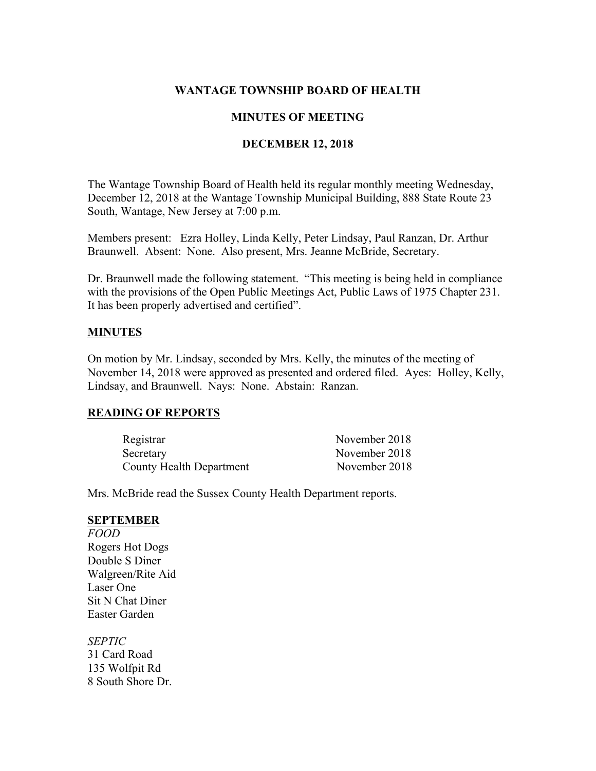# WANTAGE TOWNSHIP BOARD OF HEALTH

## MINUTES OF MEETING

## DECEMBER 12, 2018

The Wantage Township Board of Health held its regular monthly meeting Wednesday, December 12, 2018 at the Wantage Township Municipal Building, 888 State Route 23 South, Wantage, New Jersey at 7:00 p.m.

Members present: Ezra Holley, Linda Kelly, Peter Lindsay, Paul Ranzan, Dr. Arthur Braunwell. Absent: None. Also present, Mrs. Jeanne McBride, Secretary.

Dr. Braunwell made the following statement. "This meeting is being held in compliance with the provisions of the Open Public Meetings Act, Public Laws of 1975 Chapter 231. It has been properly advertised and certified".

**MINUTES**

On motion by Mr. Lindsay, seconded by Mrs. Kelly, the minutes of the meeting of November 14, 2018 were approved as presented and ordered filed. Ayes: Holley, Kelly, Lindsay, and Braunwell. Nays: None. Abstain: Ranzan.

**READING OF REPORTS**

| | |
|---|---|
| Registrar | November 2018 |
| Secretary | November 2018 |
| County Health Department | November 2018 |

Mrs. McBride read the Sussex County Health Department reports.

**SEPTEMBER**

*FOOD*
Rogers Hot Dogs
Double S Diner
Walgreen/Rite Aid
Laser One
Sit N Chat Diner
Easter Garden

*SEPTIC*
31 Card Road
135 Wolfpit Rd
8 South Shore Dr.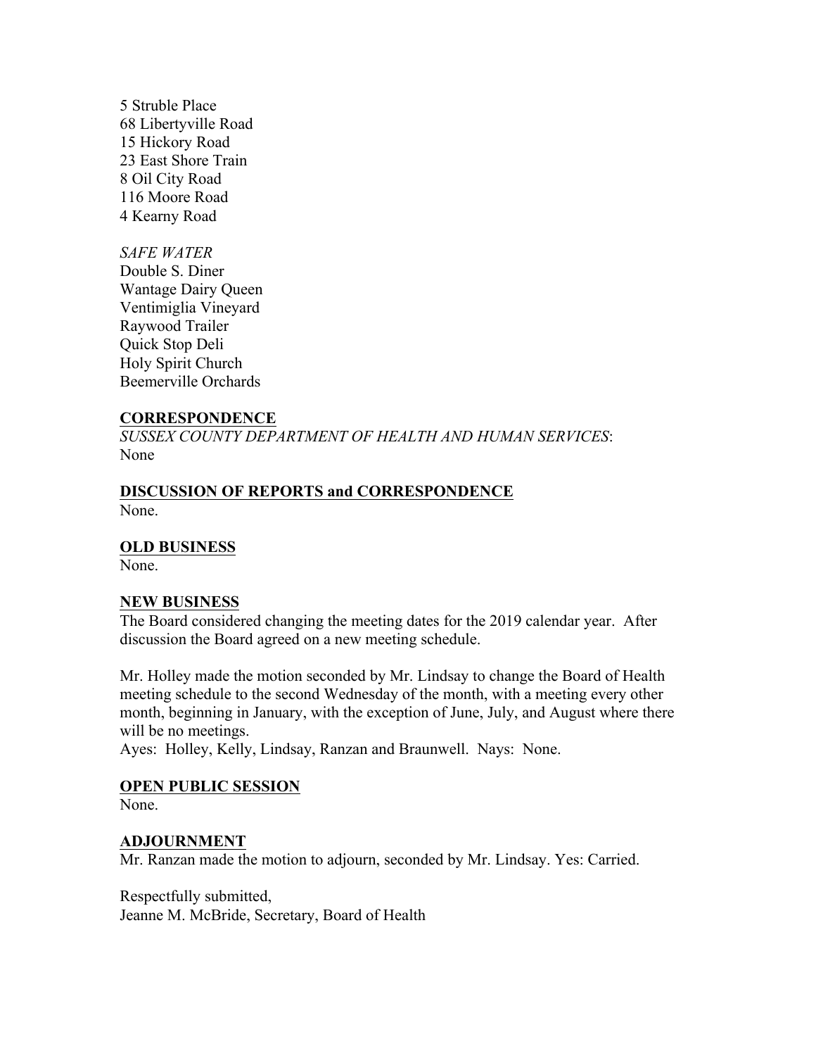5 Struble Place
68 Libertyville Road
15 Hickory Road
23 East Shore Train
8 Oil City Road
116 Moore Road
4 Kearny Road

*SAFE WATER*
Double S. Diner
Wantage Dairy Queen
Ventimiglia Vineyard
Raywood Trailer
Quick Stop Deli
Holy Spirit Church
Beemerville Orchards

**CORRESPONDENCE**
*SUSSEX COUNTY DEPARTMENT OF HEALTH AND HUMAN SERVICES*:
None

**DISCUSSION OF REPORTS and CORRESPONDENCE**
None.

**OLD BUSINESS**
None.

**NEW BUSINESS**
The Board considered changing the meeting dates for the 2019 calendar year. After discussion the Board agreed on a new meeting schedule.

Mr. Holley made the motion seconded by Mr. Lindsay to change the Board of Health meeting schedule to the second Wednesday of the month, with a meeting every other month, beginning in January, with the exception of June, July, and August where there will be no meetings.
Ayes: Holley, Kelly, Lindsay, Ranzan and Braunwell. Nays: None.

**OPEN PUBLIC SESSION**
None.

**ADJOURNMENT**
Mr. Ranzan made the motion to adjourn, seconded by Mr. Lindsay. Yes: Carried.

Respectfully submitted,
Jeanne M. McBride, Secretary, Board of Health